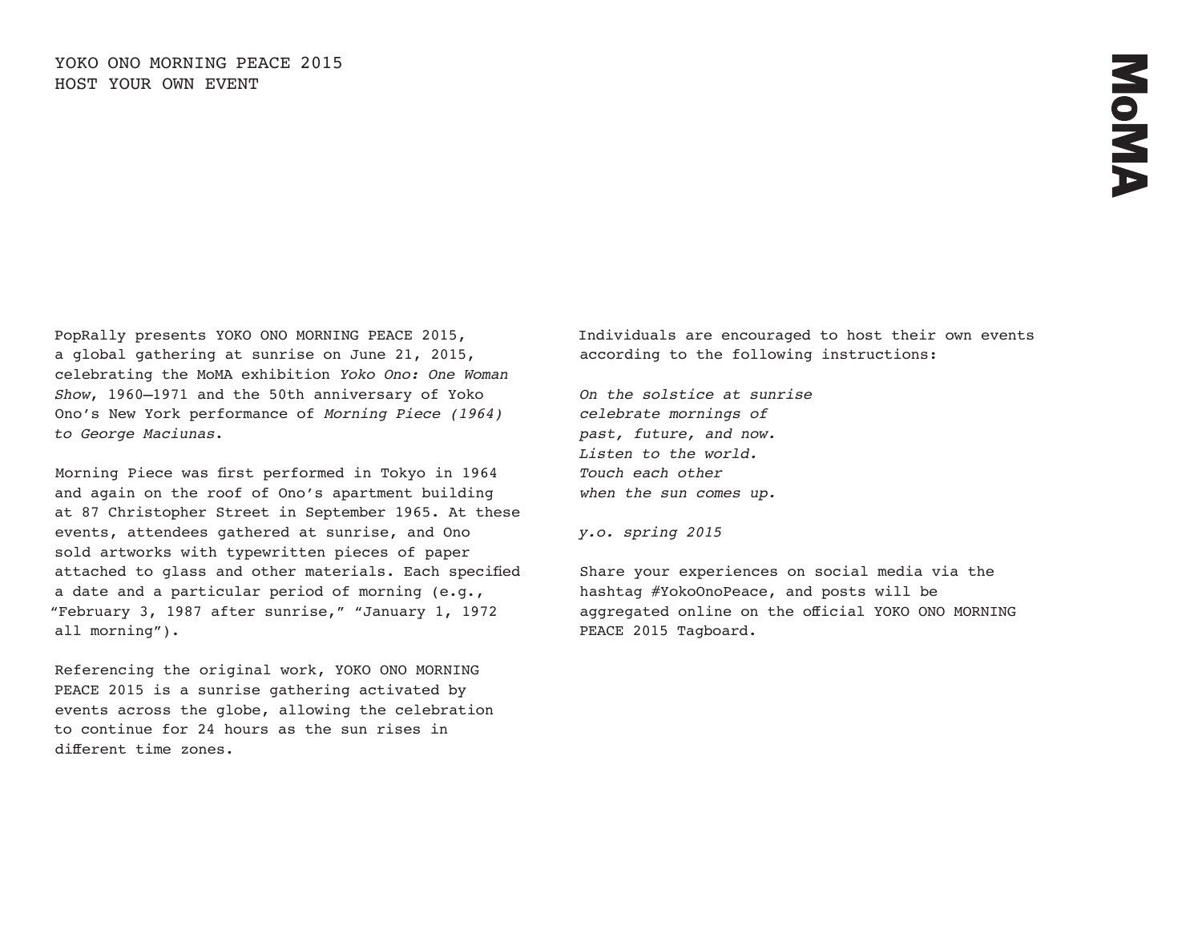# YOKO ONO MORNING PEACE 2015
## HOST YOUR OWN EVENT

MoMA

PopRally presents YOKO ONO MORNING PEACE 2015, a global gathering at sunrise on June 21, 2015, celebrating the MoMA exhibition *Yoko Ono: One Woman Show*, 1960–1971 and the 50th anniversary of Yoko Ono's New York performance of *Morning Piece (1964) to George Maciunas*.

Morning Piece was first performed in Tokyo in 1964 and again on the roof of Ono's apartment building at 87 Christopher Street in September 1965. At these events, attendees gathered at sunrise, and Ono sold artworks with typewritten pieces of paper attached to glass and other materials. Each specified a date and a particular period of morning (e.g., "February 3, 1987 after sunrise," "January 1, 1972 all morning").

Referencing the original work, YOKO ONO MORNING PEACE 2015 is a sunrise gathering activated by events across the globe, allowing the celebration to continue for 24 hours as the sun rises in different time zones.

Individuals are encouraged to host their own events according to the following instructions:

*On the solstice at sunrise*
*celebrate mornings of*
*past, future, and now.*
*Listen to the world.*
*Touch each other*
*when the sun comes up.*

*y.o. spring 2015*

Share your experiences on social media via the hashtag #YokoOnoPeace, and posts will be aggregated online on the official YOKO ONO MORNING PEACE 2015 Tagboard.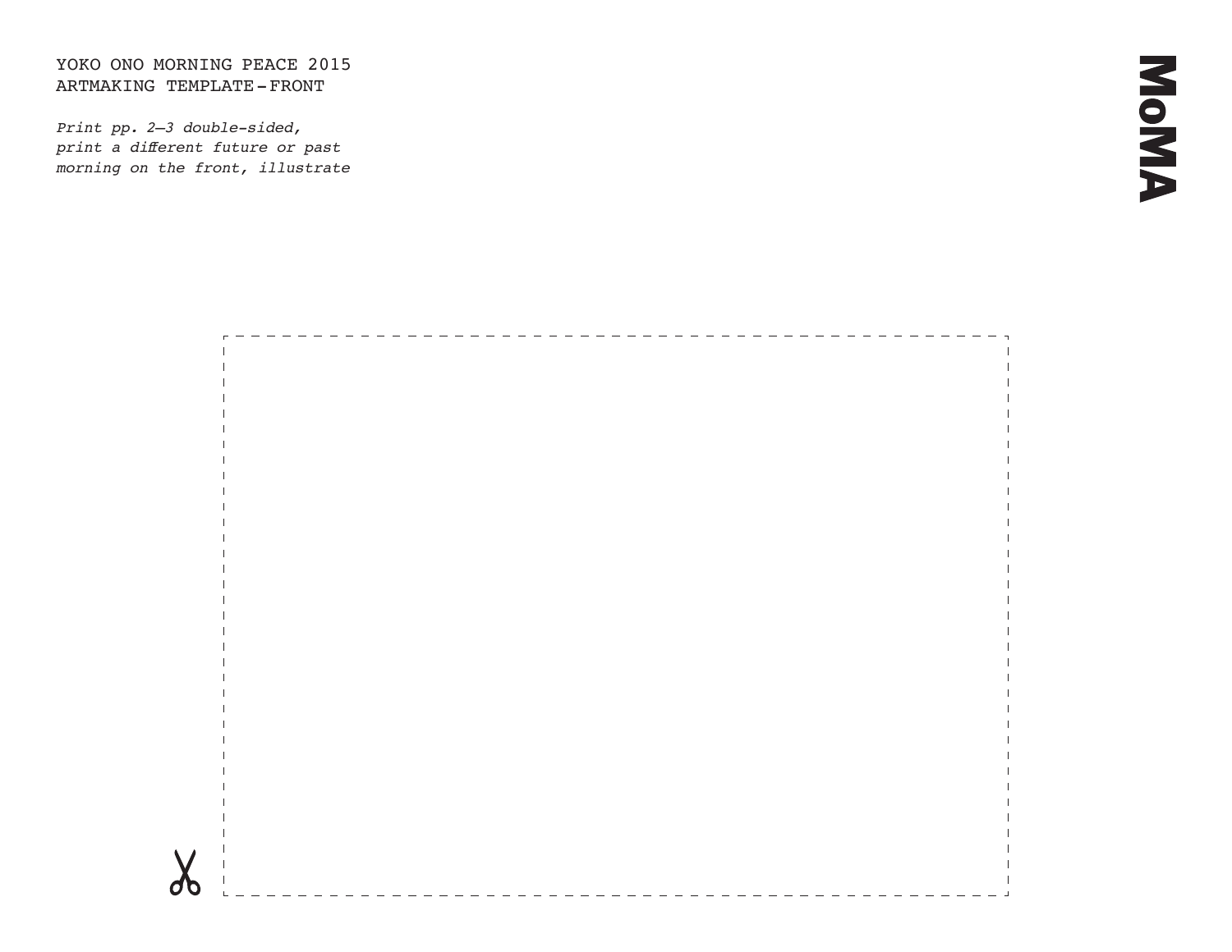YOKO ONO MORNING PEACE 2015
ARTMAKING TEMPLATE-FRONT

*Print pp. 2–3 double-sided, print a different future or past morning on the front, illustrate*

MoMA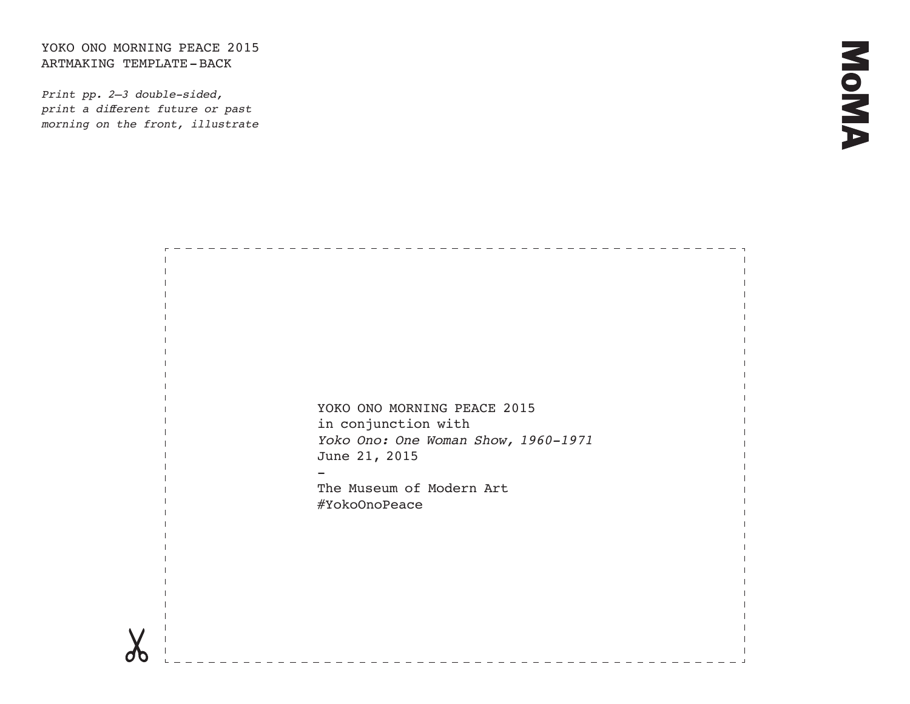YOKO ONO MORNING PEACE 2015
ARTMAKING TEMPLATE-BACK

*Print pp. 2–3 double-sided, print a different future or past morning on the front, illustrate*

MoMA

YOKO ONO MORNING PEACE 2015
in conjunction with
*Yoko Ono: One Woman Show, 1960-1971*
June 21, 2015
-
The Museum of Modern Art
#YokoOnoPeace